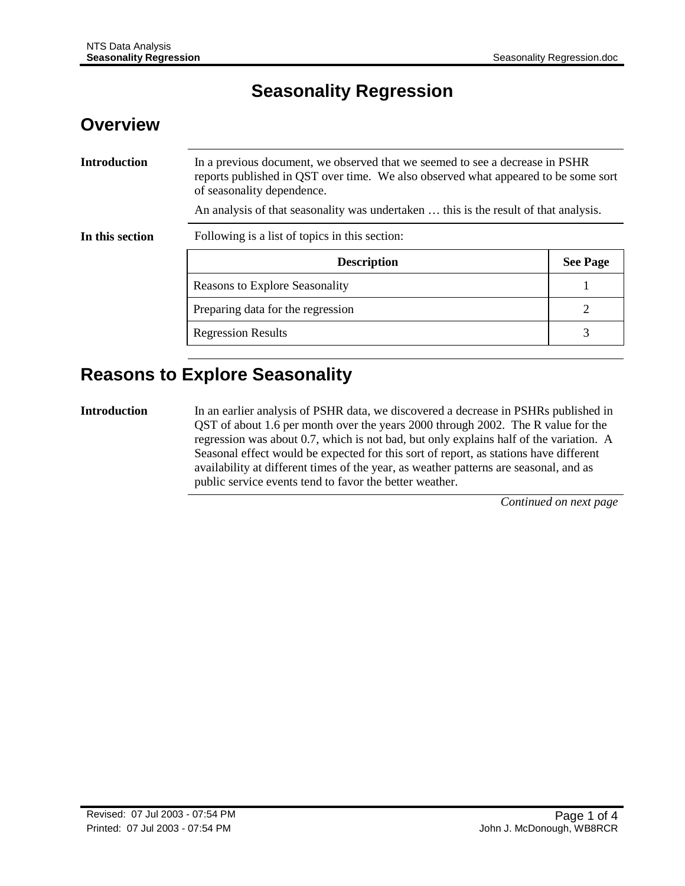# Seasonality Regression

## Overview

**Introduction**

In a previous document, we observed that we seemed to see a decrease in PSHR reports published in QST over time. We also observed what appeared to be some sort of seasonality dependence.

An analysis of that seasonality was undertaken … this is the result of that analysis.

**In this section**

Following is a list of topics in this section:

| Description | See Page |
|---|---|
| Reasons to Explore Seasonality | 1 |
| Preparing data for the regression | 2 |
| Regression Results | 3 |

## Reasons to Explore Seasonality

**Introduction**

In an earlier analysis of PSHR data, we discovered a decrease in PSHRs published in QST of about 1.6 per month over the years 2000 through 2002. The R value for the regression was about 0.7, which is not bad, but only explains half of the variation. A Seasonal effect would be expected for this sort of report, as stations have different availability at different times of the year, as weather patterns are seasonal, and as public service events tend to favor the better weather.

*Continued on next page*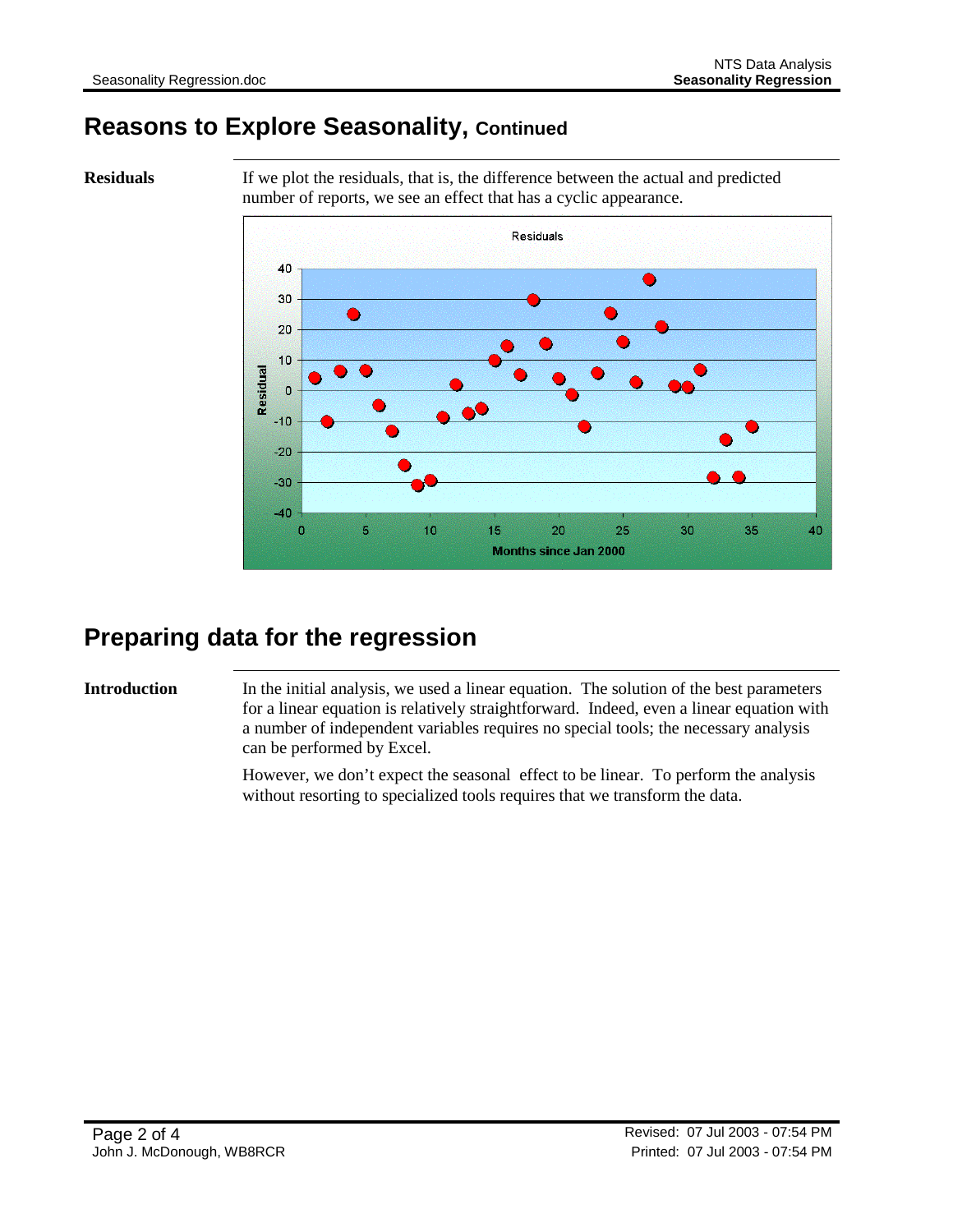# Reasons to Explore Seasonality, Continued

**Residuals**

If we plot the residuals, that is, the difference between the actual and predicted number of reports, we see an effect that has a cyclic appearance.

# Preparing data for the regression

**Introduction**

In the initial analysis, we used a linear equation. The solution of the best parameters for a linear equation is relatively straightforward. Indeed, even a linear equation with a number of independent variables requires no special tools; the necessary analysis can be performed by Excel.

However, we don't expect the seasonal effect to be linear. To perform the analysis without resorting to specialized tools requires that we transform the data.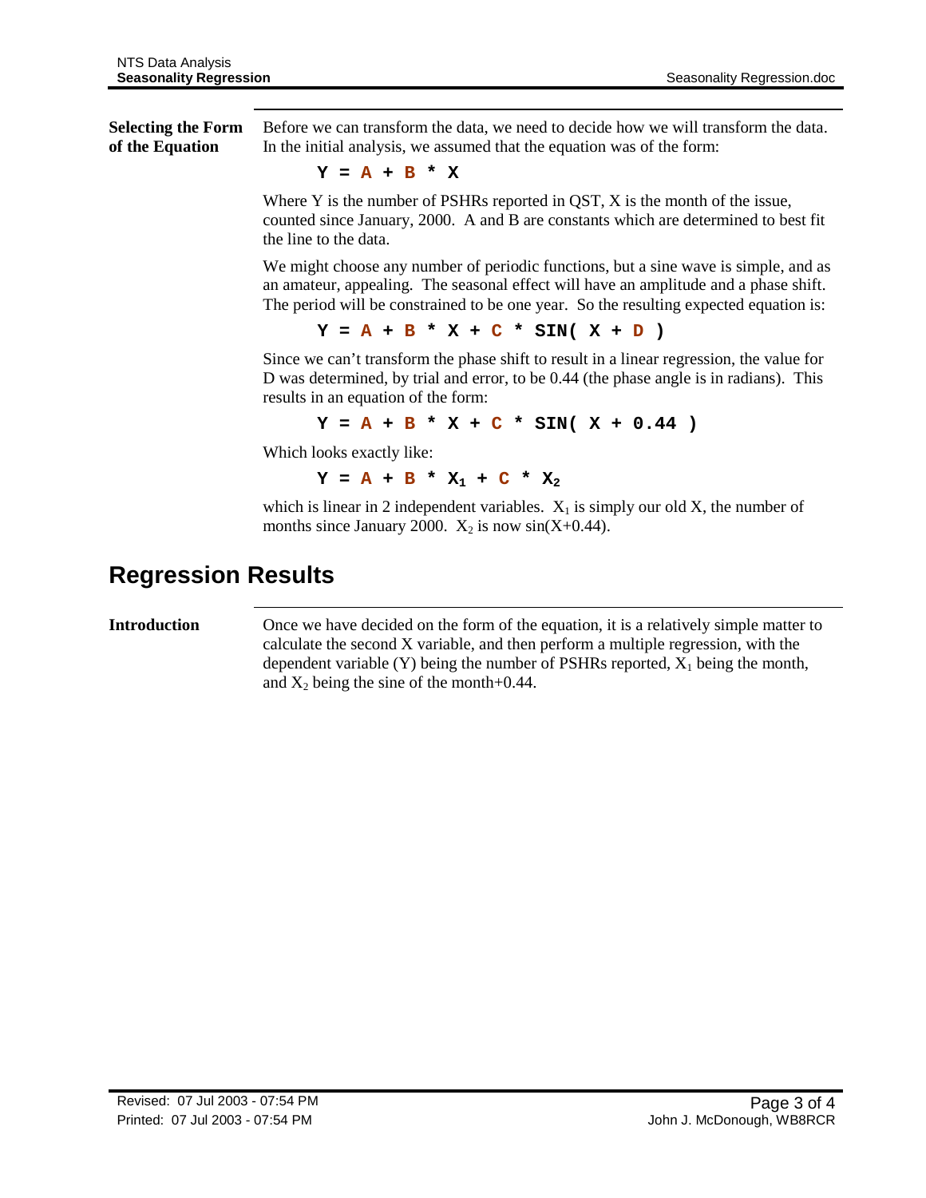**Selecting the Form of the Equation**

Before we can transform the data, we need to decide how we will transform the data. In the initial analysis, we assumed that the equation was of the form:

$$Y = A + B * X$$

Where Y is the number of PSHRs reported in QST, X is the month of the issue, counted since January, 2000. A and B are constants which are determined to best fit the line to the data.

We might choose any number of periodic functions, but a sine wave is simple, and as an amateur, appealing. The seasonal effect will have an amplitude and a phase shift. The period will be constrained to be one year. So the resulting expected equation is:

$$Y = A + B * X + C * \mathrm{SIN}( X + D )$$

Since we can't transform the phase shift to result in a linear regression, the value for D was determined, by trial and error, to be 0.44 (the phase angle is in radians). This results in an equation of the form:

$$Y = A + B * X + C * \mathrm{SIN}( X + 0.44 )$$

Which looks exactly like:

$$Y = A + B * X_1 + C * X_2$$

which is linear in 2 independent variables. $X_1$ is simply our old X, the number of months since January 2000. $X_2$ is now sin(X+0.44).

## Regression Results

**Introduction**

Once we have decided on the form of the equation, it is a relatively simple matter to calculate the second X variable, and then perform a multiple regression, with the dependent variable (Y) being the number of PSHRs reported, $X_1$ being the month, and $X_2$ being the sine of the month+0.44.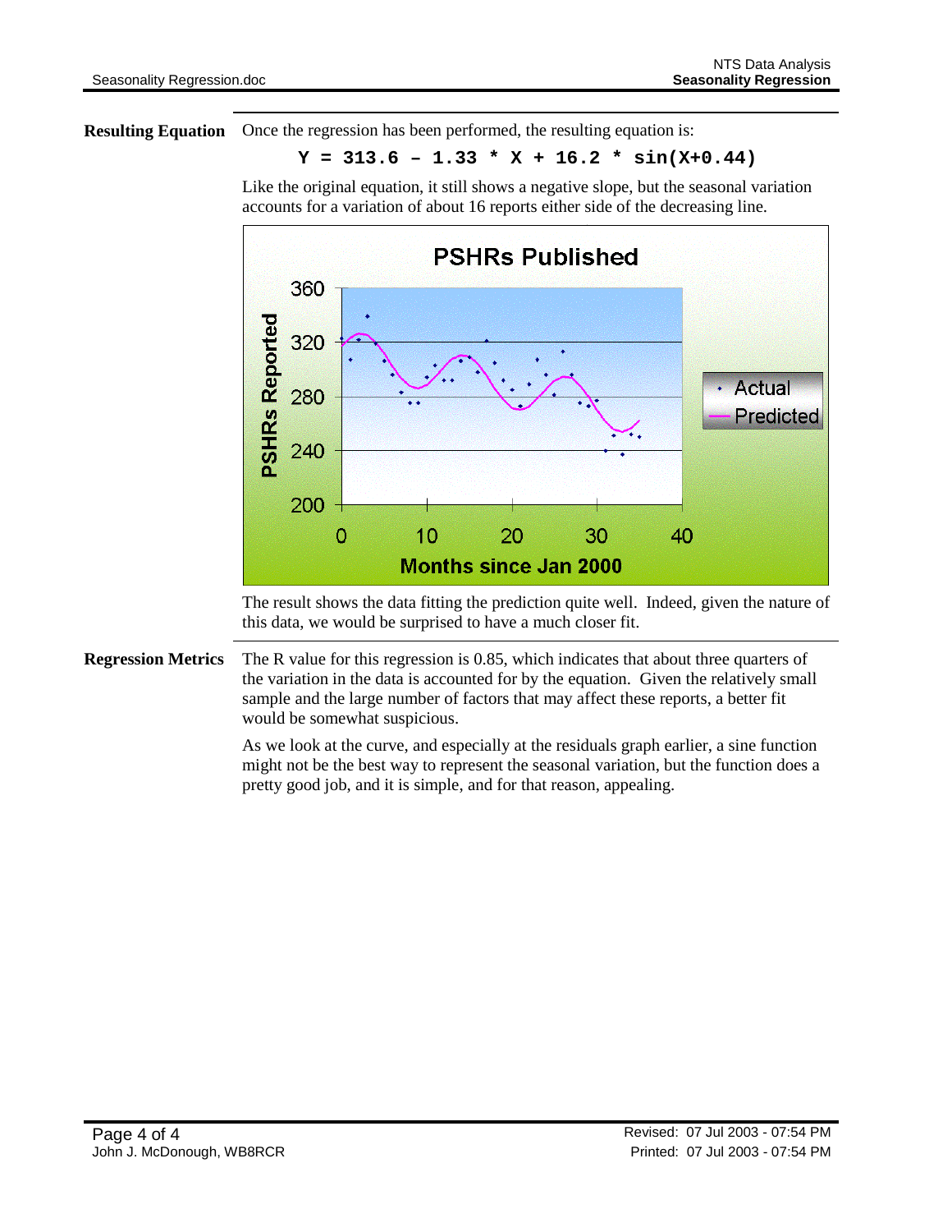**Resulting Equation**

Once the regression has been performed, the resulting equation is:

$$Y = 313.6 - 1.33 * X + 16.2 * \sin(X+0.44)$$

Like the original equation, it still shows a negative slope, but the seasonal variation accounts for a variation of about 16 reports either side of the decreasing line.

PSHRs Published

PSHRs Reported

360
320
280
240
200

0
10
20
30
40

Months since Jan 2000

Actual
Predicted

The result shows the data fitting the prediction quite well. Indeed, given the nature of this data, we would be surprised to have a much closer fit.

**Regression Metrics**

The R value for this regression is 0.85, which indicates that about three quarters of the variation in the data is accounted for by the equation. Given the relatively small sample and the large number of factors that may affect these reports, a better fit would be somewhat suspicious.

As we look at the curve, and especially at the residuals graph earlier, a sine function might not be the best way to represent the seasonal variation, but the function does a pretty good job, and it is simple, and for that reason, appealing.